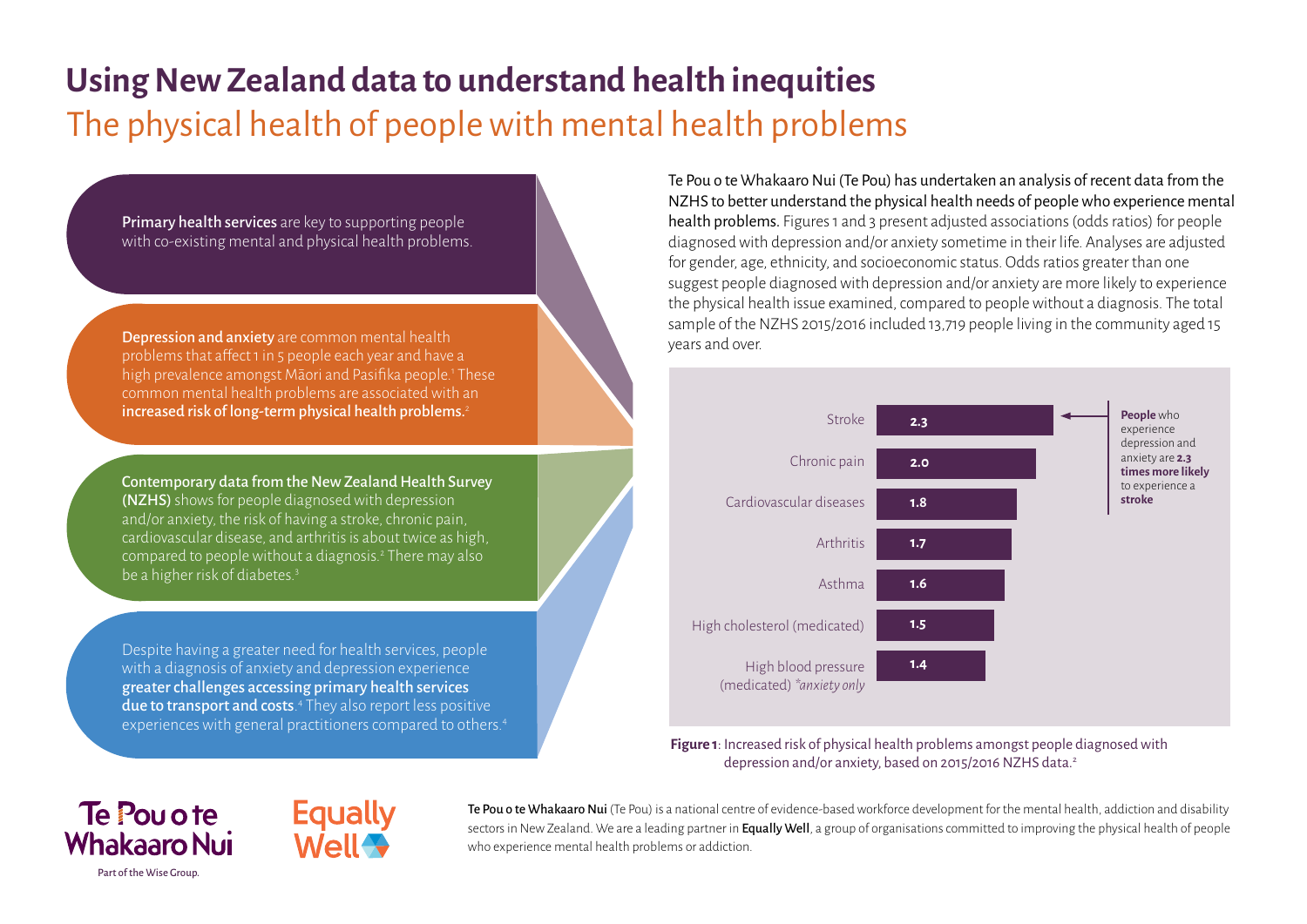# Using New Zealand data to understand health inequities

## The physical health of people with mental health problems

**Primary health services** are key to supporting people with co-existing mental and physical health problems.

**Depression and anxiety** are common mental health problems that affect 1 in 5 people each year and have a high prevalence amongst Māori and Pasifika people.[1] These common mental health problems are associated with an **increased risk of long-term physical health problems.**[2]

**Contemporary data from the New Zealand Health Survey (NZHS)** shows for people diagnosed with depression and/or anxiety, the risk of having a stroke, chronic pain, cardiovascular disease, and arthritis is about twice as high, compared to people without a diagnosis.[2] There may also be a higher risk of diabetes.[3]

Despite having a greater need for health services, people with a diagnosis of anxiety and depression experience **greater challenges accessing primary health services due to transport and costs**.[4] They also report less positive experiences with general practitioners compared to others.[4]

**Te Pou o te Whakaaro Nui (Te Pou) has undertaken an analysis of recent data from the NZHS to better understand the physical health needs of people who experience mental health problems.** Figures 1 and 3 present adjusted associations (odds ratios) for people diagnosed with depression and/or anxiety sometime in their life. Analyses are adjusted for gender, age, ethnicity, and socioeconomic status. Odds ratios greater than one suggest people diagnosed with depression and/or anxiety are more likely to experience the physical health issue examined, compared to people without a diagnosis. The total sample of the NZHS 2015/2016 included 13,719 people living in the community aged 15 years and over.

| Physical health problem | Odds ratio |
|---|---|
| Stroke | 2.3 |
| Chronic pain | 2.0 |
| Cardiovascular diseases | 1.8 |
| Arthritis | 1.7 |
| Asthma | 1.6 |
| High cholesterol (medicated) | 1.5 |
| High blood pressure (medicated) *anxiety only* | 1.4 |

**People** who experience depression and anxiety are **2.3 times more likely** to experience a **stroke**

**Figure 1**: Increased risk of physical health problems amongst people diagnosed with depression and/or anxiety, based on 2015/2016 NZHS data.[2]

Te Pou o te Whakaaro Nui

Part of the Wise Group.

Equally Well

**Te Pou o te Whakaaro Nui** (Te Pou) is a national centre of evidence-based workforce development for the mental health, addiction and disability sectors in New Zealand. We are a leading partner in **Equally Well**, a group of organisations committed to improving the physical health of people who experience mental health problems or addiction.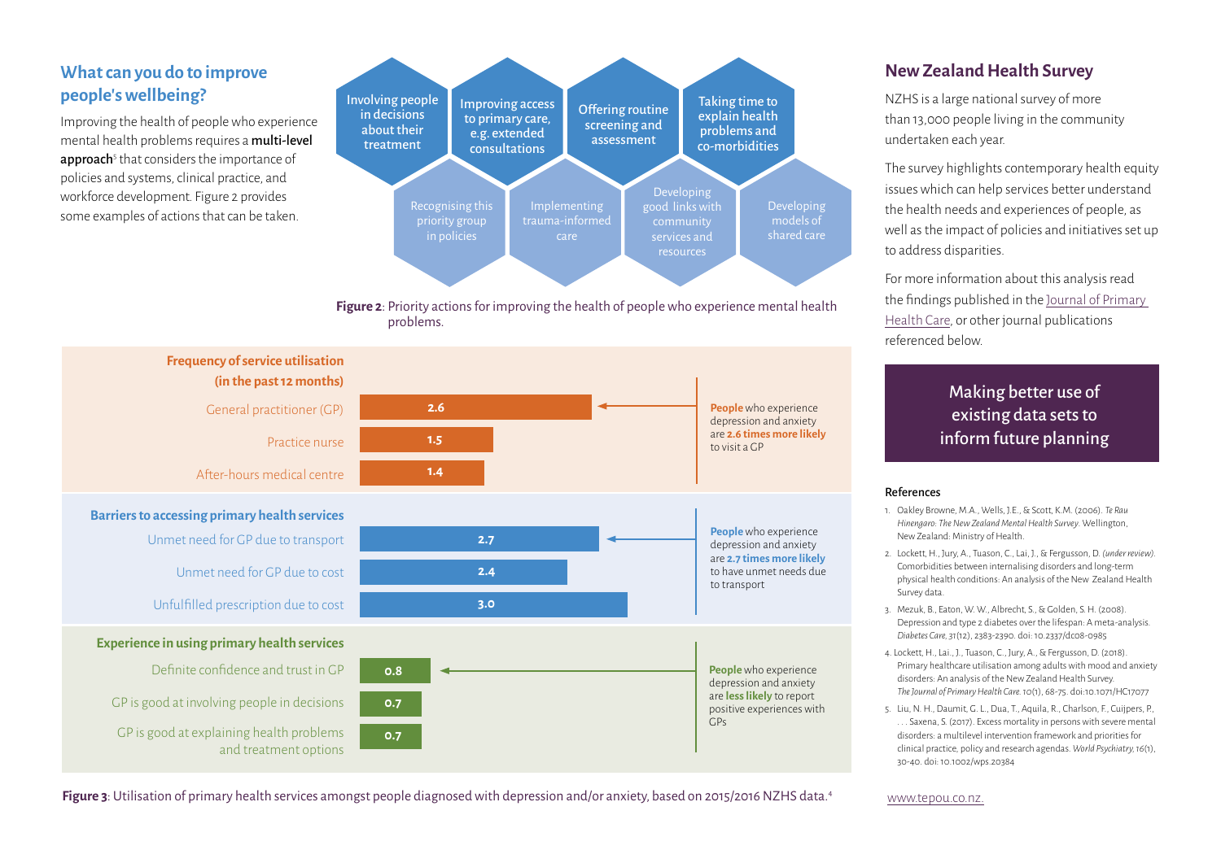## What can you do to improve people's wellbeing?

Improving the health of people who experience mental health problems requires a **multi-level approach**[5] that considers the importance of policies and systems, clinical practice, and workforce development. Figure 2 provides some examples of actions that can be taken.

Involving people in decisions about their treatment

Improving access to primary care, e.g. extended consultations

Offering routine screening and assessment

Taking time to explain health problems and co-morbidities

Recognising this priority group in policies

Implementing trauma-informed care

Developing good links with community services and resources

Developing models of shared care

**Figure 2**: Priority actions for improving the health of people who experience mental health problems.

**Frequency of service utilisation (in the past 12 months)**

General practitioner (GP) 2.6

Practice nurse 1.5

After-hours medical centre 1.4

**People** who experience depression and anxiety are **2.6 times more likely** to visit a GP

**Barriers to accessing primary health services**

Unmet need for GP due to transport 2.7

Unmet need for GP due to cost 2.4

Unfulfilled prescription due to cost 3.0

**People** who experience depression and anxiety are **2.7 times more likely** to have unmet needs due to transport

**Experience in using primary health services**

Definite confidence and trust in GP 0.8

GP is good at involving people in decisions 0.7

GP is good at explaining health problems and treatment options 0.7

**People** who experience depression and anxiety are **less likely** to report positive experiences with GPs

**Figure 3**: Utilisation of primary health services amongst people diagnosed with depression and/or anxiety, based on 2015/2016 NZHS data.[4]

## New Zealand Health Survey

NZHS is a large national survey of more than 13,000 people living in the community undertaken each year.

The survey highlights contemporary health equity issues which can help services better understand the health needs and experiences of people, as well as the impact of policies and initiatives set up to address disparities.

For more information about this analysis read the findings published in the Journal of Primary Health Care, or other journal publications referenced below.

**Making better use of existing data sets to inform future planning**

### References

1. Oakley Browne, M.A., Wells, J.E., & Scott, K.M. (2006). *Te Rau Hinengaro: The New Zealand Mental Health Survey*. Wellington, New Zealand: Ministry of Health.
2. Lockett, H., Jury, A., Tuason, C., Lai, J., & Fergusson, D. *(under review)*. Comorbidities between internalising disorders and long-term physical health conditions: An analysis of the New Zealand Health Survey data.
3. Mezuk, B., Eaton, W. W., Albrecht, S., & Golden, S. H. (2008). Depression and type 2 diabetes over the lifespan: A meta-analysis. *Diabetes Care, 31*(12), 2383-2390. doi: 10.2337/dc08-0985
4. Lockett, H., Lai., J., Tuason, C., Jury, A., & Fergusson, D. (2018). Primary healthcare utilisation among adults with mood and anxiety disorders: An analysis of the New Zealand Health Survey. *The Journal of Primary Health Care*. 10(1), 68-75. doi:10.1071/HC17077
5. Liu, N. H., Daumit, G. L., Dua, T., Aquila, R., Charlson, F., Cuijpers, P., . . . Saxena, S. (2017). Excess mortality in persons with severe mental disorders: a multilevel intervention framework and priorities for clinical practice, policy and research agendas. *World Psychiatry, 16*(1), 30-40. doi: 10.1002/wps.20384

www.tepou.co.nz.